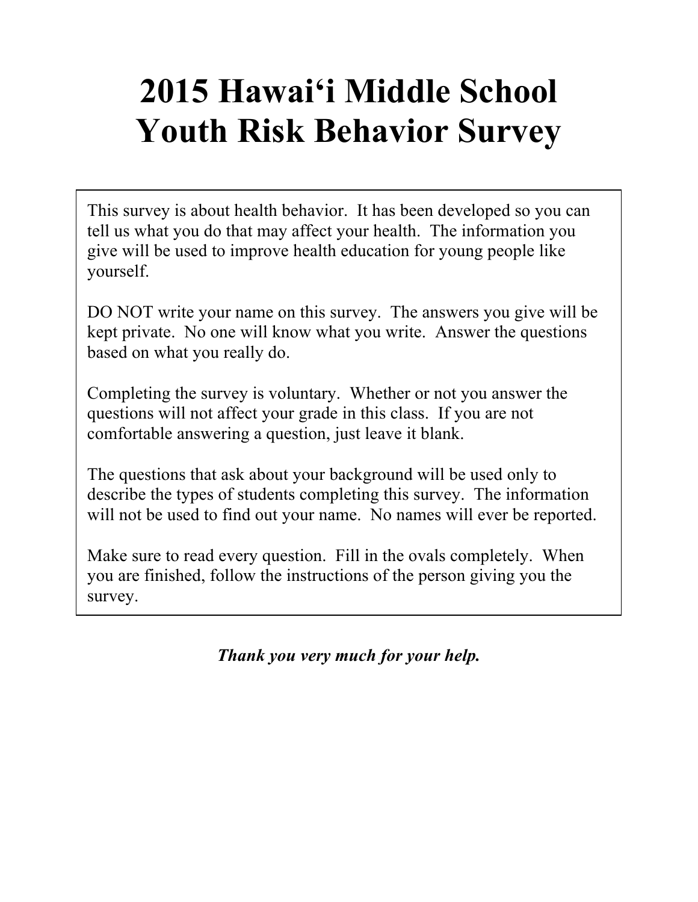# 2015 Hawai‘i Middle School Youth Risk Behavior Survey

This survey is about health behavior. It has been developed so you can tell us what you do that may affect your health. The information you give will be used to improve health education for young people like yourself.

DO NOT write your name on this survey. The answers you give will be kept private. No one will know what you write. Answer the questions based on what you really do.

Completing the survey is voluntary. Whether or not you answer the questions will not affect your grade in this class. If you are not comfortable answering a question, just leave it blank.

The questions that ask about your background will be used only to describe the types of students completing this survey. The information will not be used to find out your name. No names will ever be reported.

Make sure to read every question. Fill in the ovals completely. When you are finished, follow the instructions of the person giving you the survey.

***Thank you very much for your help.***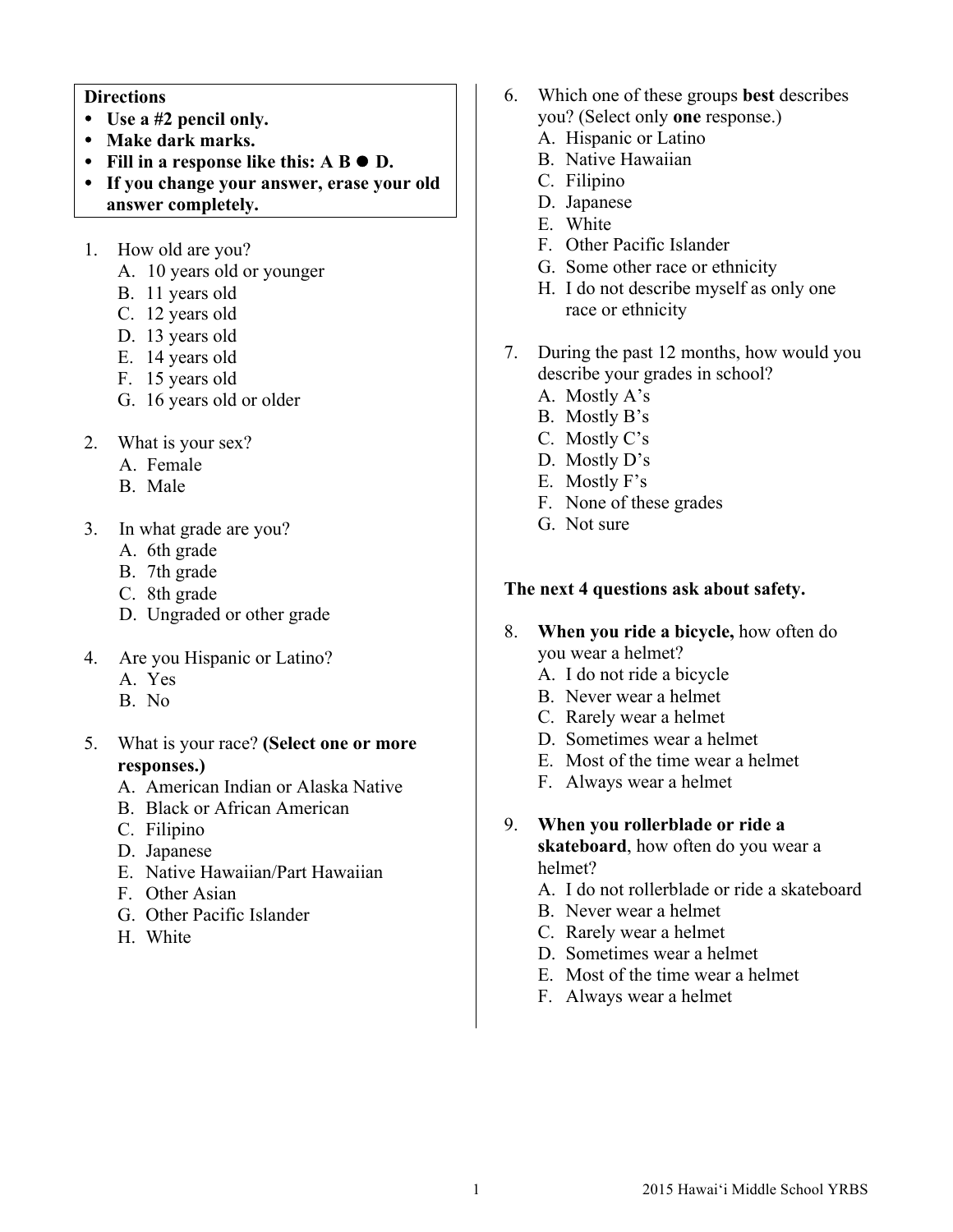**Directions**

- **Use a #2 pencil only.**
- **Make dark marks.**
- **Fill in a response like this: A B ● D.**
- **If you change your answer, erase your old answer completely.**

1. How old are you?
   A. 10 years old or younger
   B. 11 years old
   C. 12 years old
   D. 13 years old
   E. 14 years old
   F. 15 years old
   G. 16 years old or older

2. What is your sex?
   A. Female
   B. Male

3. In what grade are you?
   A. 6th grade
   B. 7th grade
   C. 8th grade
   D. Ungraded or other grade

4. Are you Hispanic or Latino?
   A. Yes
   B. No

5. What is your race? **(Select one or more responses.)**
   A. American Indian or Alaska Native
   B. Black or African American
   C. Filipino
   D. Japanese
   E. Native Hawaiian/Part Hawaiian
   F. Other Asian
   G. Other Pacific Islander
   H. White

6. Which one of these groups **best** describes you? (Select only **one** response.)
   A. Hispanic or Latino
   B. Native Hawaiian
   C. Filipino
   D. Japanese
   E. White
   F. Other Pacific Islander
   G. Some other race or ethnicity
   H. I do not describe myself as only one race or ethnicity

7. During the past 12 months, how would you describe your grades in school?
   A. Mostly A's
   B. Mostly B's
   C. Mostly C's
   D. Mostly D's
   E. Mostly F's
   F. None of these grades
   G. Not sure

**The next 4 questions ask about safety.**

8. **When you ride a bicycle,** how often do you wear a helmet?
   A. I do not ride a bicycle
   B. Never wear a helmet
   C. Rarely wear a helmet
   D. Sometimes wear a helmet
   E. Most of the time wear a helmet
   F. Always wear a helmet

9. **When you rollerblade or ride a skateboard**, how often do you wear a helmet?
   A. I do not rollerblade or ride a skateboard
   B. Never wear a helmet
   C. Rarely wear a helmet
   D. Sometimes wear a helmet
   E. Most of the time wear a helmet
   F. Always wear a helmet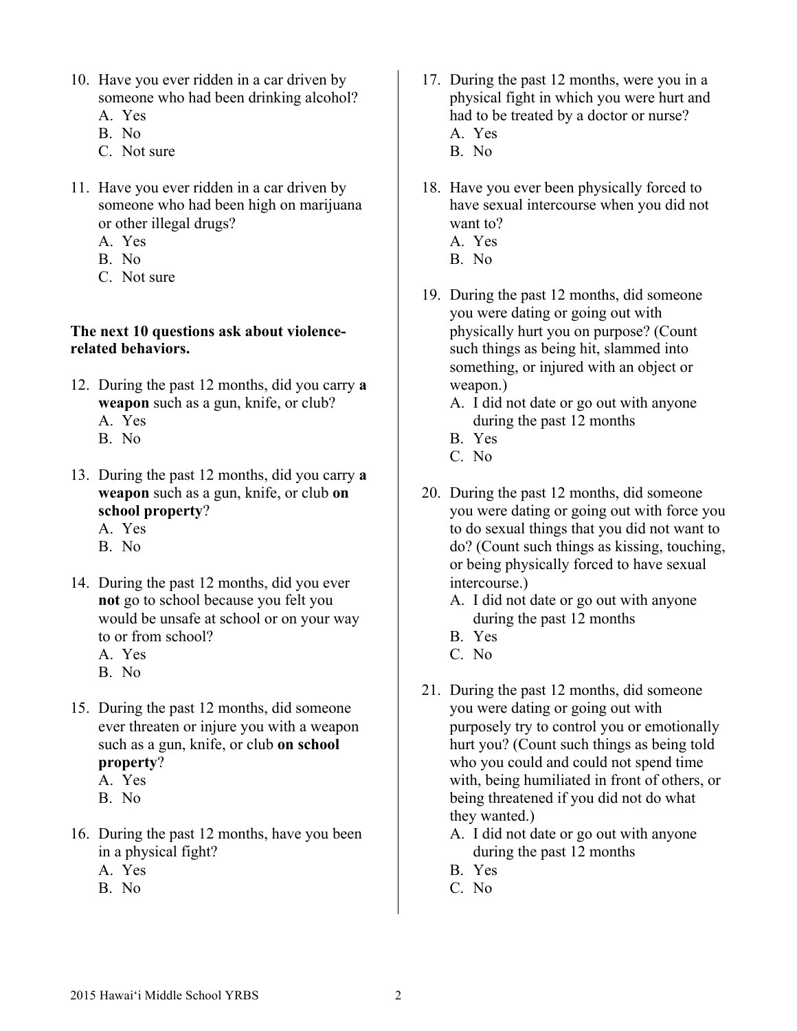10. Have you ever ridden in a car driven by someone who had been drinking alcohol?
    A. Yes
    B. No
    C. Not sure

11. Have you ever ridden in a car driven by someone who had been high on marijuana or other illegal drugs?
    A. Yes
    B. No
    C. Not sure

**The next 10 questions ask about violence-related behaviors.**

12. During the past 12 months, did you carry **a weapon** such as a gun, knife, or club?
    A. Yes
    B. No

13. During the past 12 months, did you carry **a weapon** such as a gun, knife, or club **on school property**?
    A. Yes
    B. No

14. During the past 12 months, did you ever **not** go to school because you felt you would be unsafe at school or on your way to or from school?
    A. Yes
    B. No

15. During the past 12 months, did someone ever threaten or injure you with a weapon such as a gun, knife, or club **on school property**?
    A. Yes
    B. No

16. During the past 12 months, have you been in a physical fight?
    A. Yes
    B. No

17. During the past 12 months, were you in a physical fight in which you were hurt and had to be treated by a doctor or nurse?
    A. Yes
    B. No

18. Have you ever been physically forced to have sexual intercourse when you did not want to?
    A. Yes
    B. No

19. During the past 12 months, did someone you were dating or going out with physically hurt you on purpose? (Count such things as being hit, slammed into something, or injured with an object or weapon.)
    A. I did not date or go out with anyone during the past 12 months
    B. Yes
    C. No

20. During the past 12 months, did someone you were dating or going out with force you to do sexual things that you did not want to do? (Count such things as kissing, touching, or being physically forced to have sexual intercourse.)
    A. I did not date or go out with anyone during the past 12 months
    B. Yes
    C. No

21. During the past 12 months, did someone you were dating or going out with purposely try to control you or emotionally hurt you? (Count such things as being told who you could and could not spend time with, being humiliated in front of others, or being threatened if you did not do what they wanted.)
    A. I did not date or go out with anyone during the past 12 months
    B. Yes
    C. No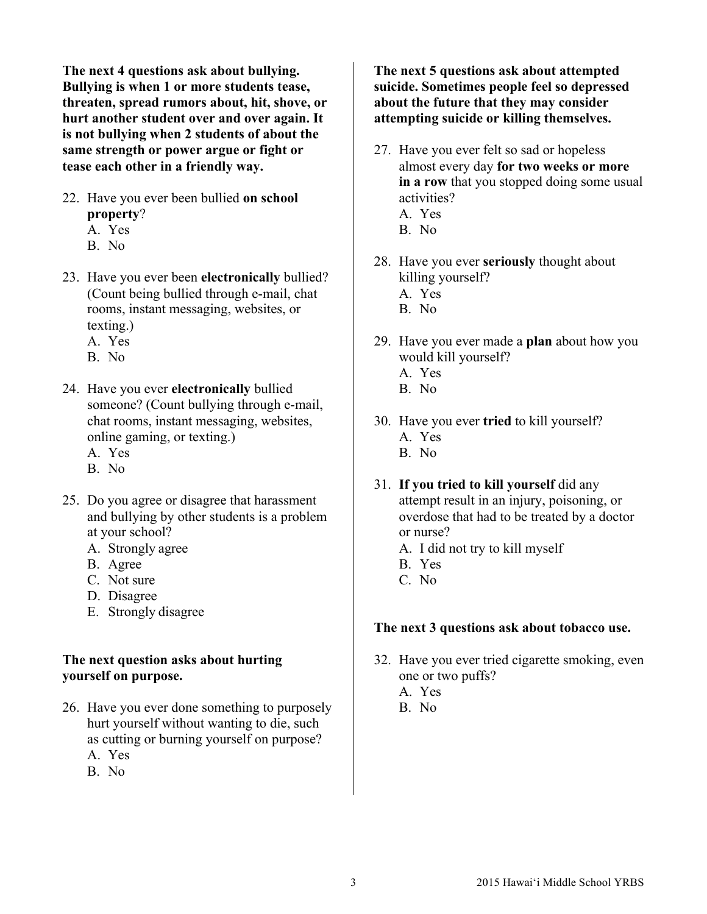**The next 4 questions ask about bullying. Bullying is when 1 or more students tease, threaten, spread rumors about, hit, shove, or hurt another student over and over again. It is not bullying when 2 students of about the same strength or power argue or fight or tease each other in a friendly way.**

22. Have you ever been bullied **on school property**?
    A. Yes
    B. No

23. Have you ever been **electronically** bullied? (Count being bullied through e-mail, chat rooms, instant messaging, websites, or texting.)
    A. Yes
    B. No

24. Have you ever **electronically** bullied someone? (Count bullying through e-mail, chat rooms, instant messaging, websites, online gaming, or texting.)
    A. Yes
    B. No

25. Do you agree or disagree that harassment and bullying by other students is a problem at your school?
    A. Strongly agree
    B. Agree
    C. Not sure
    D. Disagree
    E. Strongly disagree

**The next question asks about hurting yourself on purpose.**

26. Have you ever done something to purposely hurt yourself without wanting to die, such as cutting or burning yourself on purpose?
    A. Yes
    B. No

**The next 5 questions ask about attempted suicide. Sometimes people feel so depressed about the future that they may consider attempting suicide or killing themselves.**

27. Have you ever felt so sad or hopeless almost every day **for two weeks or more in a row** that you stopped doing some usual activities?
    A. Yes
    B. No

28. Have you ever **seriously** thought about killing yourself?
    A. Yes
    B. No

29. Have you ever made a **plan** about how you would kill yourself?
    A. Yes
    B. No

30. Have you ever **tried** to kill yourself?
    A. Yes
    B. No

31. **If you tried to kill yourself** did any attempt result in an injury, poisoning, or overdose that had to be treated by a doctor or nurse?
    A. I did not try to kill myself
    B. Yes
    C. No

**The next 3 questions ask about tobacco use.**

32. Have you ever tried cigarette smoking, even one or two puffs?
    A. Yes
    B. No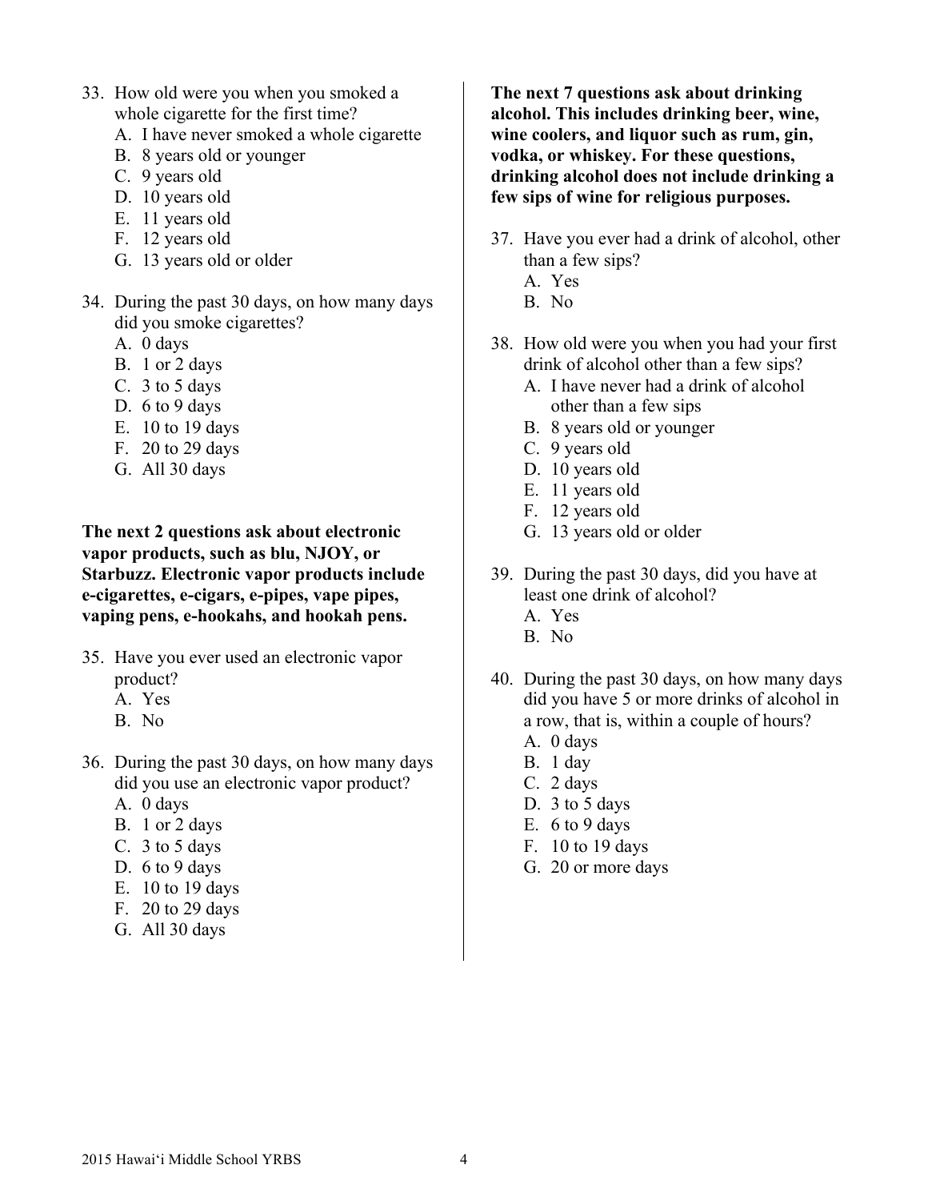33. How old were you when you smoked a whole cigarette for the first time?
    A. I have never smoked a whole cigarette
    B. 8 years old or younger
    C. 9 years old
    D. 10 years old
    E. 11 years old
    F. 12 years old
    G. 13 years old or older

34. During the past 30 days, on how many days did you smoke cigarettes?
    A. 0 days
    B. 1 or 2 days
    C. 3 to 5 days
    D. 6 to 9 days
    E. 10 to 19 days
    F. 20 to 29 days
    G. All 30 days

**The next 2 questions ask about electronic vapor products, such as blu, NJOY, or Starbuzz. Electronic vapor products include e-cigarettes, e-cigars, e-pipes, vape pipes, vaping pens, e-hookahs, and hookah pens.**

35. Have you ever used an electronic vapor product?
    A. Yes
    B. No

36. During the past 30 days, on how many days did you use an electronic vapor product?
    A. 0 days
    B. 1 or 2 days
    C. 3 to 5 days
    D. 6 to 9 days
    E. 10 to 19 days
    F. 20 to 29 days
    G. All 30 days

**The next 7 questions ask about drinking alcohol. This includes drinking beer, wine, wine coolers, and liquor such as rum, gin, vodka, or whiskey. For these questions, drinking alcohol does not include drinking a few sips of wine for religious purposes.**

37. Have you ever had a drink of alcohol, other than a few sips?
    A. Yes
    B. No

38. How old were you when you had your first drink of alcohol other than a few sips?
    A. I have never had a drink of alcohol other than a few sips
    B. 8 years old or younger
    C. 9 years old
    D. 10 years old
    E. 11 years old
    F. 12 years old
    G. 13 years old or older

39. During the past 30 days, did you have at least one drink of alcohol?
    A. Yes
    B. No

40. During the past 30 days, on how many days did you have 5 or more drinks of alcohol in a row, that is, within a couple of hours?
    A. 0 days
    B. 1 day
    C. 2 days
    D. 3 to 5 days
    E. 6 to 9 days
    F. 10 to 19 days
    G. 20 or more days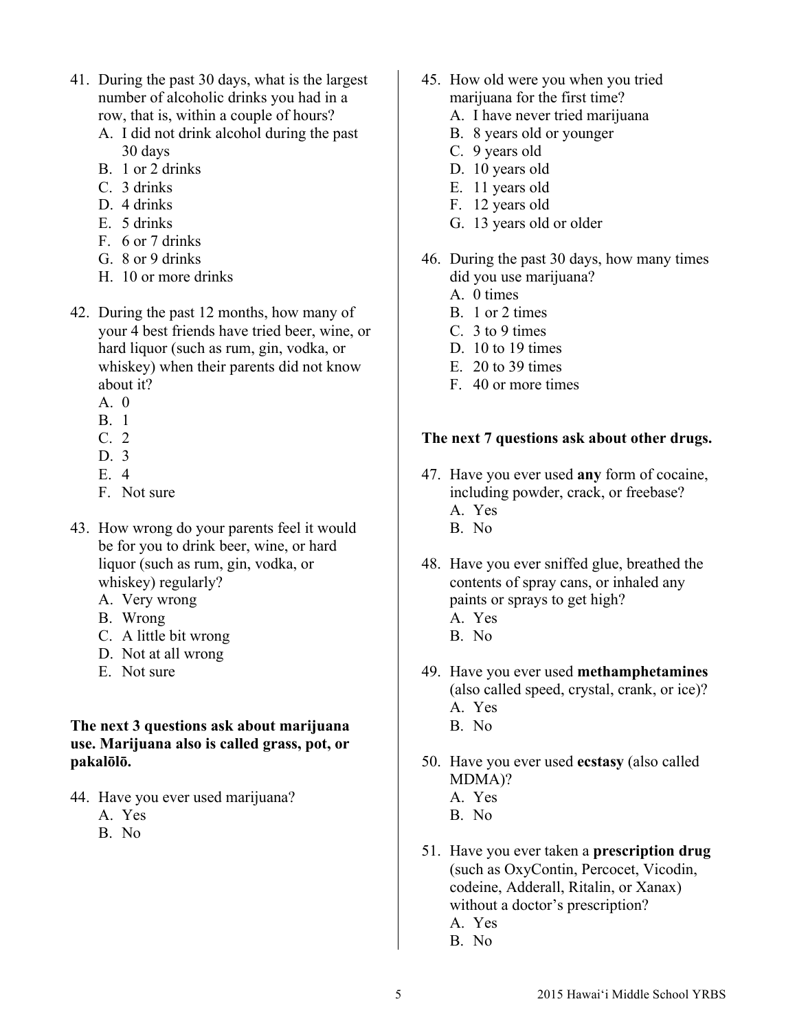41. During the past 30 days, what is the largest number of alcoholic drinks you had in a row, that is, within a couple of hours?
    A. I did not drink alcohol during the past 30 days
    B. 1 or 2 drinks
    C. 3 drinks
    D. 4 drinks
    E. 5 drinks
    F. 6 or 7 drinks
    G. 8 or 9 drinks
    H. 10 or more drinks

42. During the past 12 months, how many of your 4 best friends have tried beer, wine, or hard liquor (such as rum, gin, vodka, or whiskey) when their parents did not know about it?
    A. 0
    B. 1
    C. 2
    D. 3
    E. 4
    F. Not sure

43. How wrong do your parents feel it would be for you to drink beer, wine, or hard liquor (such as rum, gin, vodka, or whiskey) regularly?
    A. Very wrong
    B. Wrong
    C. A little bit wrong
    D. Not at all wrong
    E. Not sure

**The next 3 questions ask about marijuana use. Marijuana also is called grass, pot, or pakalōlō.**

44. Have you ever used marijuana?
    A. Yes
    B. No

45. How old were you when you tried marijuana for the first time?
    A. I have never tried marijuana
    B. 8 years old or younger
    C. 9 years old
    D. 10 years old
    E. 11 years old
    F. 12 years old
    G. 13 years old or older

46. During the past 30 days, how many times did you use marijuana?
    A. 0 times
    B. 1 or 2 times
    C. 3 to 9 times
    D. 10 to 19 times
    E. 20 to 39 times
    F. 40 or more times

**The next 7 questions ask about other drugs.**

47. Have you ever used **any** form of cocaine, including powder, crack, or freebase?
    A. Yes
    B. No

48. Have you ever sniffed glue, breathed the contents of spray cans, or inhaled any paints or sprays to get high?
    A. Yes
    B. No

49. Have you ever used **methamphetamines** (also called speed, crystal, crank, or ice)?
    A. Yes
    B. No

50. Have you ever used **ecstasy** (also called MDMA)?
    A. Yes
    B. No

51. Have you ever taken a **prescription drug** (such as OxyContin, Percocet, Vicodin, codeine, Adderall, Ritalin, or Xanax) without a doctor's prescription?
    A. Yes
    B. No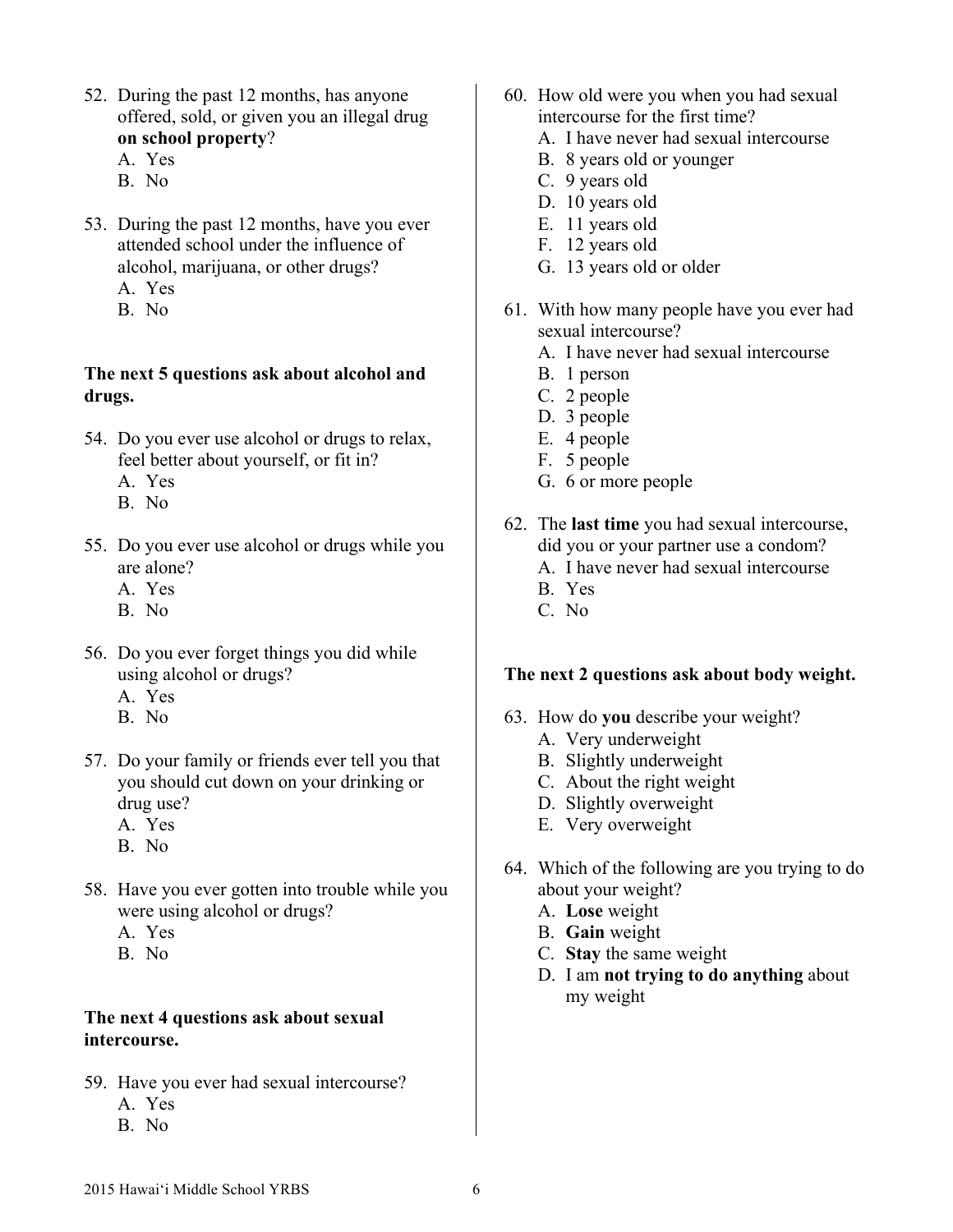52. During the past 12 months, has anyone offered, sold, or given you an illegal drug **on school property**?
    A. Yes
    B. No

53. During the past 12 months, have you ever attended school under the influence of alcohol, marijuana, or other drugs?
    A. Yes
    B. No

**The next 5 questions ask about alcohol and drugs.**

54. Do you ever use alcohol or drugs to relax, feel better about yourself, or fit in?
    A. Yes
    B. No

55. Do you ever use alcohol or drugs while you are alone?
    A. Yes
    B. No

56. Do you ever forget things you did while using alcohol or drugs?
    A. Yes
    B. No

57. Do your family or friends ever tell you that you should cut down on your drinking or drug use?
    A. Yes
    B. No

58. Have you ever gotten into trouble while you were using alcohol or drugs?
    A. Yes
    B. No

**The next 4 questions ask about sexual intercourse.**

59. Have you ever had sexual intercourse?
    A. Yes
    B. No

60. How old were you when you had sexual intercourse for the first time?
    A. I have never had sexual intercourse
    B. 8 years old or younger
    C. 9 years old
    D. 10 years old
    E. 11 years old
    F. 12 years old
    G. 13 years old or older

61. With how many people have you ever had sexual intercourse?
    A. I have never had sexual intercourse
    B. 1 person
    C. 2 people
    D. 3 people
    E. 4 people
    F. 5 people
    G. 6 or more people

62. The **last time** you had sexual intercourse, did you or your partner use a condom?
    A. I have never had sexual intercourse
    B. Yes
    C. No

**The next 2 questions ask about body weight.**

63. How do **you** describe your weight?
    A. Very underweight
    B. Slightly underweight
    C. About the right weight
    D. Slightly overweight
    E. Very overweight

64. Which of the following are you trying to do about your weight?
    A. **Lose** weight
    B. **Gain** weight
    C. **Stay** the same weight
    D. I am **not trying to do anything** about my weight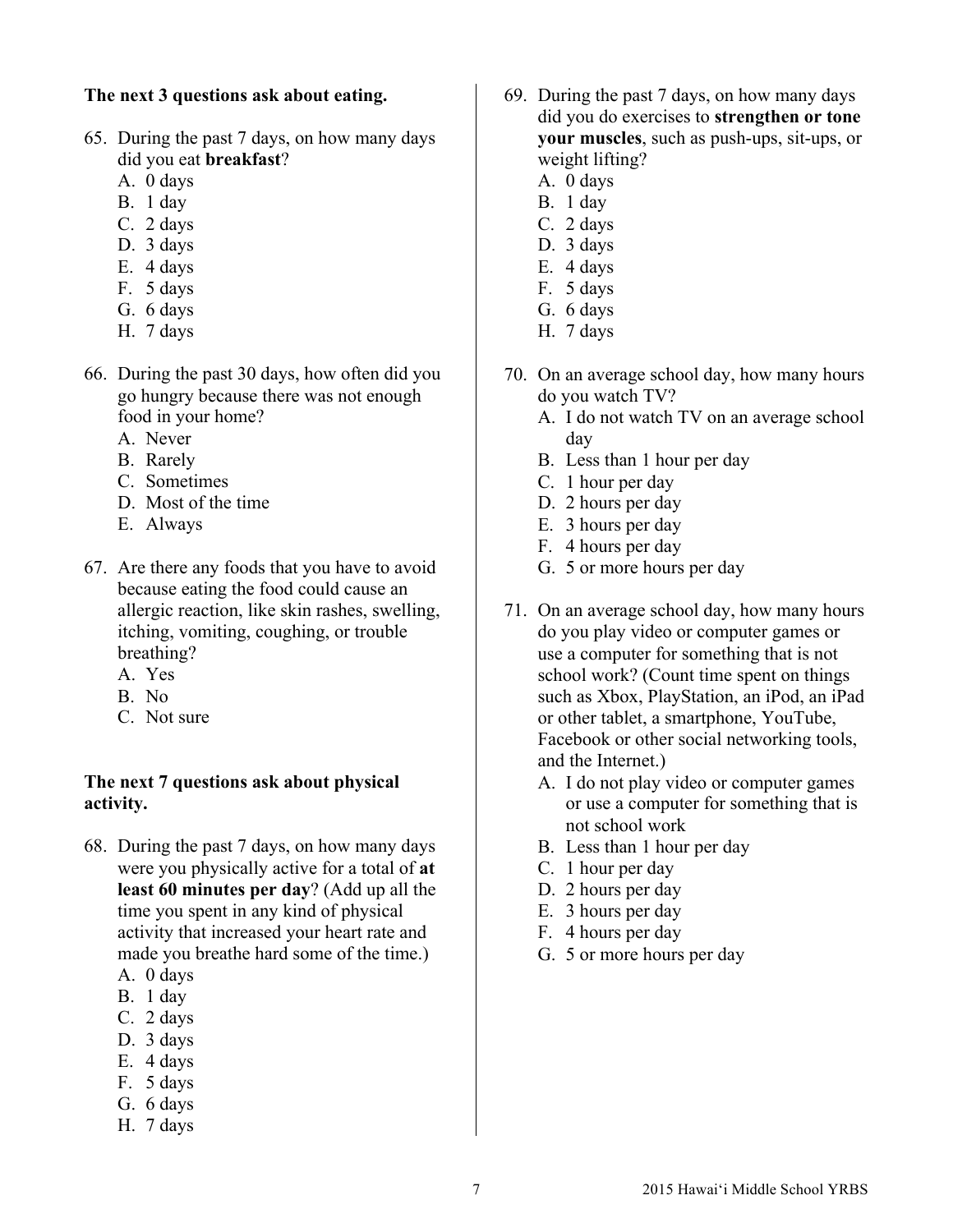**The next 3 questions ask about eating.**

65. During the past 7 days, on how many days did you eat **breakfast**?
    A. 0 days
    B. 1 day
    C. 2 days
    D. 3 days
    E. 4 days
    F. 5 days
    G. 6 days
    H. 7 days

66. During the past 30 days, how often did you go hungry because there was not enough food in your home?
    A. Never
    B. Rarely
    C. Sometimes
    D. Most of the time
    E. Always

67. Are there any foods that you have to avoid because eating the food could cause an allergic reaction, like skin rashes, swelling, itching, vomiting, coughing, or trouble breathing?
    A. Yes
    B. No
    C. Not sure

**The next 7 questions ask about physical activity.**

68. During the past 7 days, on how many days were you physically active for a total of **at least 60 minutes per day**? (Add up all the time you spent in any kind of physical activity that increased your heart rate and made you breathe hard some of the time.)
    A. 0 days
    B. 1 day
    C. 2 days
    D. 3 days
    E. 4 days
    F. 5 days
    G. 6 days
    H. 7 days

69. During the past 7 days, on how many days did you do exercises to **strengthen or tone your muscles**, such as push-ups, sit-ups, or weight lifting?
    A. 0 days
    B. 1 day
    C. 2 days
    D. 3 days
    E. 4 days
    F. 5 days
    G. 6 days
    H. 7 days

70. On an average school day, how many hours do you watch TV?
    A. I do not watch TV on an average school day
    B. Less than 1 hour per day
    C. 1 hour per day
    D. 2 hours per day
    E. 3 hours per day
    F. 4 hours per day
    G. 5 or more hours per day

71. On an average school day, how many hours do you play video or computer games or use a computer for something that is not school work? (Count time spent on things such as Xbox, PlayStation, an iPod, an iPad or other tablet, a smartphone, YouTube, Facebook or other social networking tools, and the Internet.)
    A. I do not play video or computer games or use a computer for something that is not school work
    B. Less than 1 hour per day
    C. 1 hour per day
    D. 2 hours per day
    E. 3 hours per day
    F. 4 hours per day
    G. 5 or more hours per day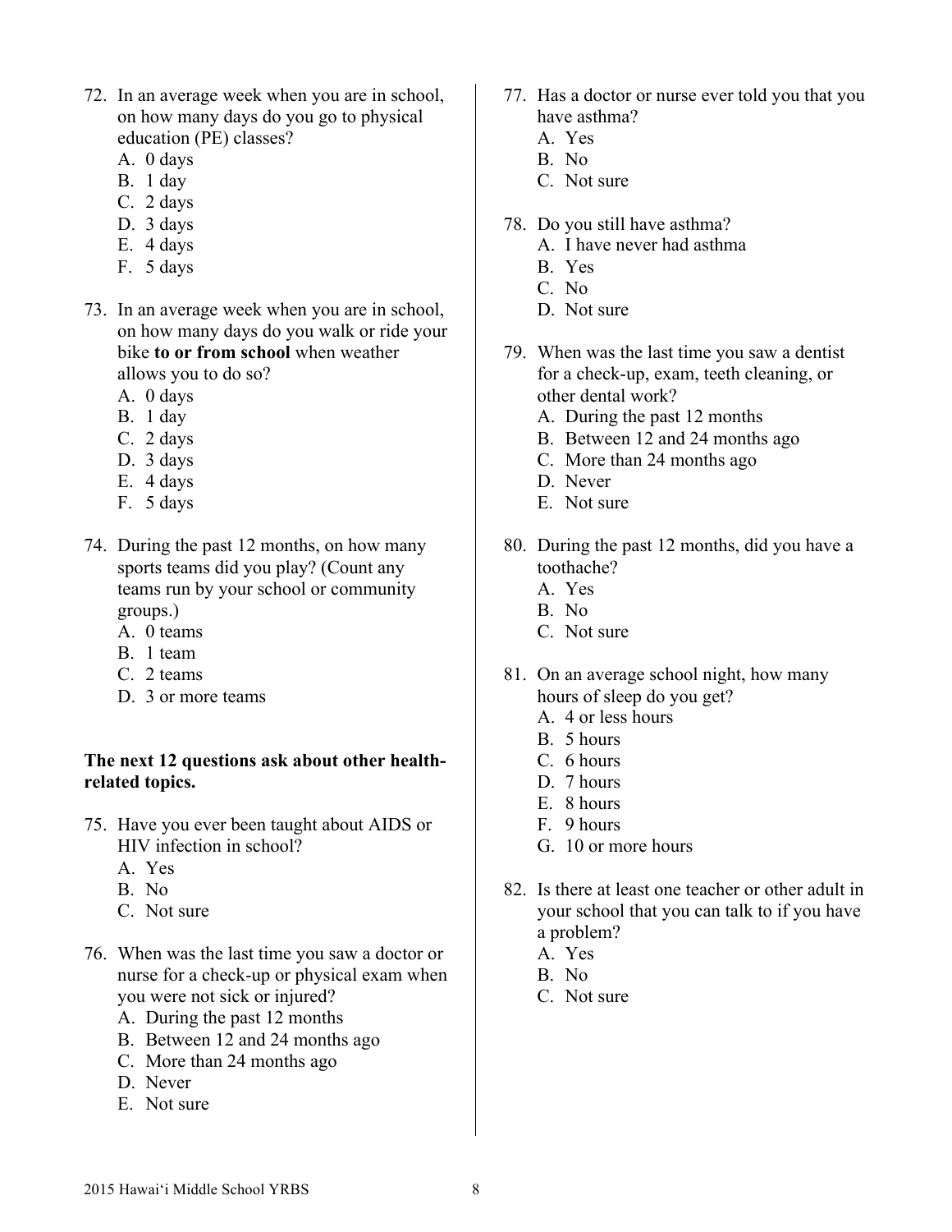72. In an average week when you are in school, on how many days do you go to physical education (PE) classes?
    A. 0 days
    B. 1 day
    C. 2 days
    D. 3 days
    E. 4 days
    F. 5 days

73. In an average week when you are in school, on how many days do you walk or ride your bike **to or from school** when weather allows you to do so?
    A. 0 days
    B. 1 day
    C. 2 days
    D. 3 days
    E. 4 days
    F. 5 days

74. During the past 12 months, on how many sports teams did you play? (Count any teams run by your school or community groups.)
    A. 0 teams
    B. 1 team
    C. 2 teams
    D. 3 or more teams

**The next 12 questions ask about other health-related topics.**

75. Have you ever been taught about AIDS or HIV infection in school?
    A. Yes
    B. No
    C. Not sure

76. When was the last time you saw a doctor or nurse for a check-up or physical exam when you were not sick or injured?
    A. During the past 12 months
    B. Between 12 and 24 months ago
    C. More than 24 months ago
    D. Never
    E. Not sure

77. Has a doctor or nurse ever told you that you have asthma?
    A. Yes
    B. No
    C. Not sure

78. Do you still have asthma?
    A. I have never had asthma
    B. Yes
    C. No
    D. Not sure

79. When was the last time you saw a dentist for a check-up, exam, teeth cleaning, or other dental work?
    A. During the past 12 months
    B. Between 12 and 24 months ago
    C. More than 24 months ago
    D. Never
    E. Not sure

80. During the past 12 months, did you have a toothache?
    A. Yes
    B. No
    C. Not sure

81. On an average school night, how many hours of sleep do you get?
    A. 4 or less hours
    B. 5 hours
    C. 6 hours
    D. 7 hours
    E. 8 hours
    F. 9 hours
    G. 10 or more hours

82. Is there at least one teacher or other adult in your school that you can talk to if you have a problem?
    A. Yes
    B. No
    C. Not sure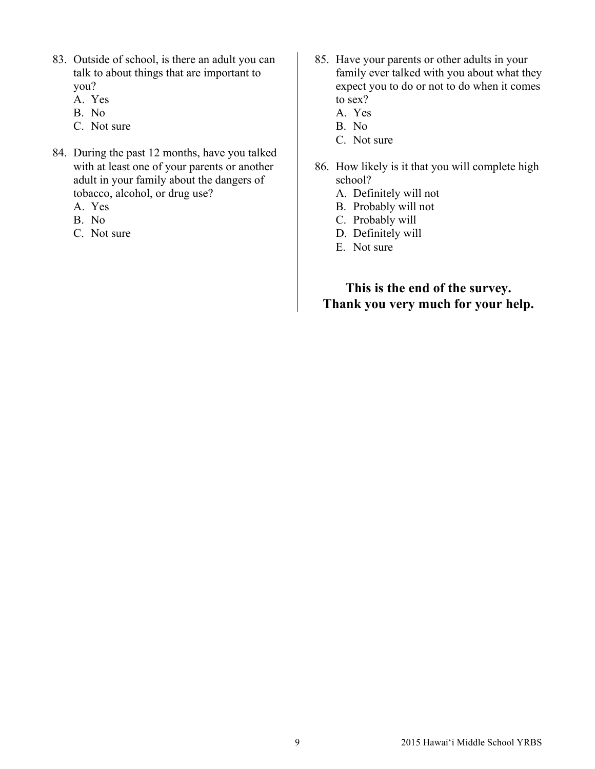83. Outside of school, is there an adult you can talk to about things that are important to you?
    A. Yes
    B. No
    C. Not sure

84. During the past 12 months, have you talked with at least one of your parents or another adult in your family about the dangers of tobacco, alcohol, or drug use?
    A. Yes
    B. No
    C. Not sure

85. Have your parents or other adults in your family ever talked with you about what they expect you to do or not to do when it comes to sex?
    A. Yes
    B. No
    C. Not sure

86. How likely is it that you will complete high school?
    A. Definitely will not
    B. Probably will not
    C. Probably will
    D. Definitely will
    E. Not sure

**This is the end of the survey.**
**Thank you very much for your help.**